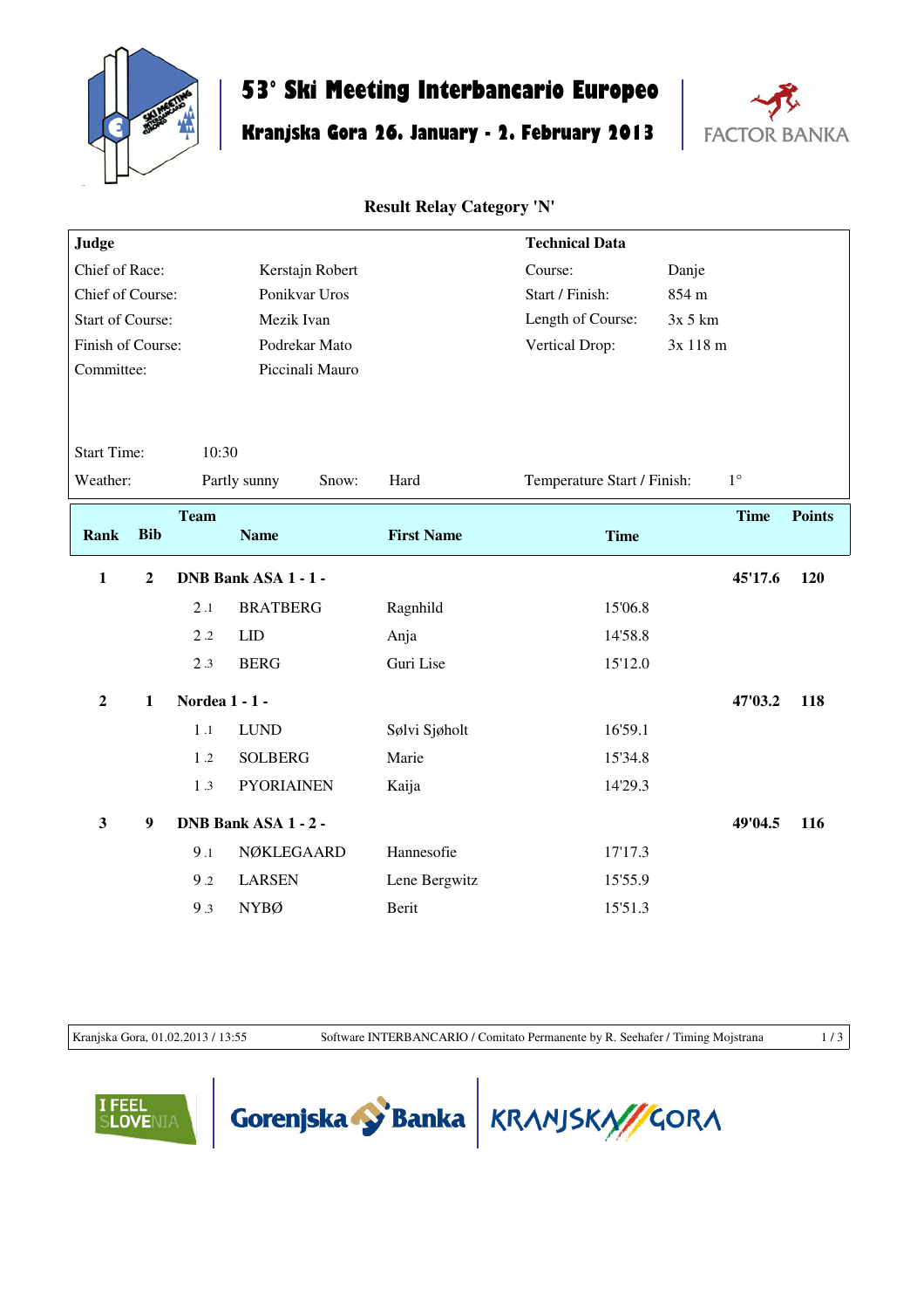# 53° Ski Meeting Interbancario Europeo

## Kranjska Gora 26. January - 2. February 2013

FACTOR BANKA

### Result Relay Category 'N'

| Judge | | Technical Data | |
|---|---|---|---|
| Chief of Race: | Kerstajn Robert | Course: | Danje |
| Chief of Course: | Ponikvar Uros | Start / Finish: | 854 m |
| Start of Course: | Mezik Ivan | Length of Course: | 3x 5 km |
| Finish of Course: | Podrekar Mato | Vertical Drop: | 3x 118 m |
| Committee: | Piccinali Mauro | | |

Start Time: 10:30

Weather: Partly sunny  Snow: Hard  Temperature Start / Finish: 1°

| Rank | Bib | Team | Name | First Name | Time | Time | Points |
|---|---|---|---|---|---|---|---|
| 1 | 2 | DNB Bank ASA 1 - 1 - | | | | 45'17.6 | 120 |
| | | 2 .1 | BRATBERG | Ragnhild | 15'06.8 | | |
| | | 2 .2 | LID | Anja | 14'58.8 | | |
| | | 2 .3 | BERG | Guri Lise | 15'12.0 | | |
| 2 | 1 | Nordea 1 - 1 - | | | | 47'03.2 | 118 |
| | | 1 .1 | LUND | Sølvi Sjøholt | 16'59.1 | | |
| | | 1 .2 | SOLBERG | Marie | 15'34.8 | | |
| | | 1 .3 | PYORIAINEN | Kaija | 14'29.3 | | |
| 3 | 9 | DNB Bank ASA 1 - 2 - | | | | 49'04.5 | 116 |
| | | 9 .1 | NØKLEGAARD | Hannesofie | 17'17.3 | | |
| | | 9 .2 | LARSEN | Lene Bergwitz | 15'55.9 | | |
| | | 9 .3 | NYBØ | Berit | 15'51.3 | | |

Kranjska Gora, 01.02.2013 / 13:55  Software INTERBANCARIO / Comitato Permanente by R. Seehafer / Timing Mojstrana

I FEEL SLOVENIA  Gorenjska Banka  KRANJSKA GORA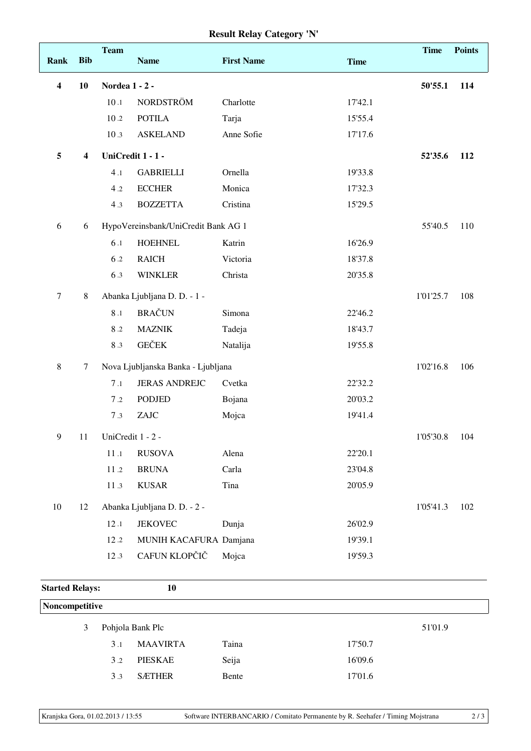## Result Relay Category 'N'

| Rank | Bib | Team | Name | First Name | Time | Time | Points |
|---|---|---|---|---|---|---|---|
| **4** | **10** | **Nordea 1 - 2 -** | | | | **50'55.1** | **114** |
| | | 10 .1 | NORDSTRÖM | Charlotte | 17'42.1 | | |
| | | 10 .2 | POTILA | Tarja | 15'55.4 | | |
| | | 10 .3 | ASKELAND | Anne Sofie | 17'17.6 | | |
| **5** | **4** | **UniCredit 1 - 1 -** | | | | **52'35.6** | **112** |
| | | 4 .1 | GABRIELLI | Ornella | 19'33.8 | | |
| | | 4 .2 | ECCHER | Monica | 17'32.3 | | |
| | | 4 .3 | BOZZETTA | Cristina | 15'29.5 | | |
| 6 | 6 | HypoVereinsbank/UniCredit Bank AG 1 | | | | 55'40.5 | 110 |
| | | 6 .1 | HOEHNEL | Katrin | 16'26.9 | | |
| | | 6 .2 | RAICH | Victoria | 18'37.8 | | |
| | | 6 .3 | WINKLER | Christa | 20'35.8 | | |
| 7 | 8 | Abanka Ljubljana D. D. - 1 - | | | | 1'01'25.7 | 108 |
| | | 8 .1 | BRAČUN | Simona | 22'46.2 | | |
| | | 8 .2 | MAZNIK | Tadeja | 18'43.7 | | |
| | | 8 .3 | GEČEK | Natalija | 19'55.8 | | |
| 8 | 7 | Nova Ljubljanska Banka - Ljubljana | | | | 1'02'16.8 | 106 |
| | | 7 .1 | JERAS ANDREJC | Cvetka | 22'32.2 | | |
| | | 7 .2 | PODJED | Bojana | 20'03.2 | | |
| | | 7 .3 | ZAJC | Mojca | 19'41.4 | | |
| 9 | 11 | UniCredit 1 - 2 - | | | | 1'05'30.8 | 104 |
| | | 11 .1 | RUSOVA | Alena | 22'20.1 | | |
| | | 11 .2 | BRUNA | Carla | 23'04.8 | | |
| | | 11 .3 | KUSAR | Tina | 20'05.9 | | |
| 10 | 12 | Abanka Ljubljana D. D. - 2 - | | | | 1'05'41.3 | 102 |
| | | 12 .1 | JEKOVEC | Dunja | 26'02.9 | | |
| | | 12 .2 | MUNIH KACAFURA | Damjana | 19'39.1 | | |
| | | 12 .3 | CAFUN KLOPČIČ | Mojca | 19'59.3 | | |

**Started Relays:** **10**

**Noncompetitive**

| Rank | Bib | Team | Name | First Name | Time | Time | Points |
|---|---|---|---|---|---|---|---|
| | 3 | Pohjola Bank Plc | | | | 51'01.9 | |
| | | 3 .1 | MAAVIRTA | Taina | 17'50.7 | | |
| | | 3 .2 | PIESKAE | Seija | 16'09.6 | | |
| | | 3 .3 | SÆTHER | Bente | 17'01.6 | | |

Kranjska Gora, 01.02.2013 / 13:55 — Software INTERBANCARIO / Comitato Permanente by R. Seehafer / Timing Mojstrana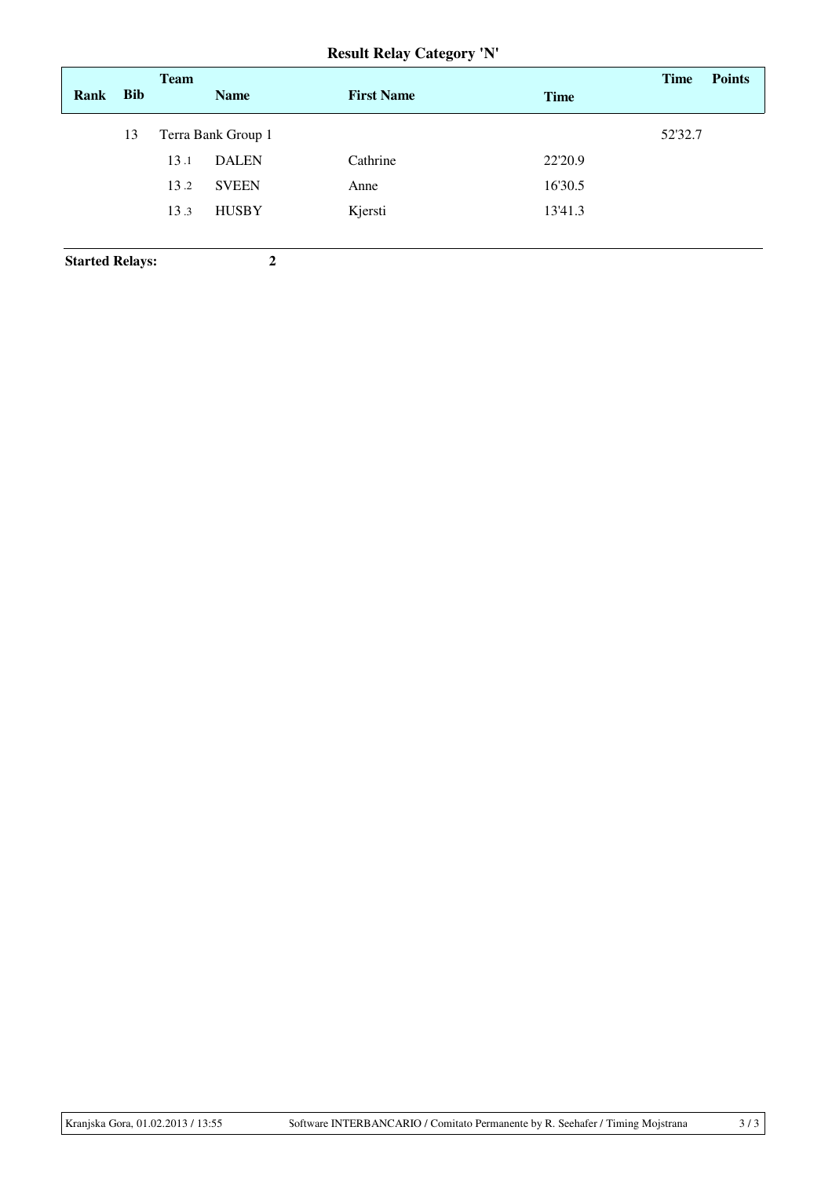## Result Relay Category 'N'

| Rank | Bib | Team | Name | First Name | Time | Time | Points |
|---|---|---|---|---|---|---|---|
| | 13 | Terra Bank Group 1 | | | | 52'32.7 | |
| | | 13 .1 | DALEN | Cathrine | 22'20.9 | | |
| | | 13 .2 | SVEEN | Anne | 16'30.5 | | |
| | | 13 .3 | HUSBY | Kjersti | 13'41.3 | | |

**Started Relays:** **2**

Kranjska Gora, 01.02.2013 / 13:55 Software INTERBANCARIO / Comitato Permanente by R. Seehafer / Timing Mojstrana